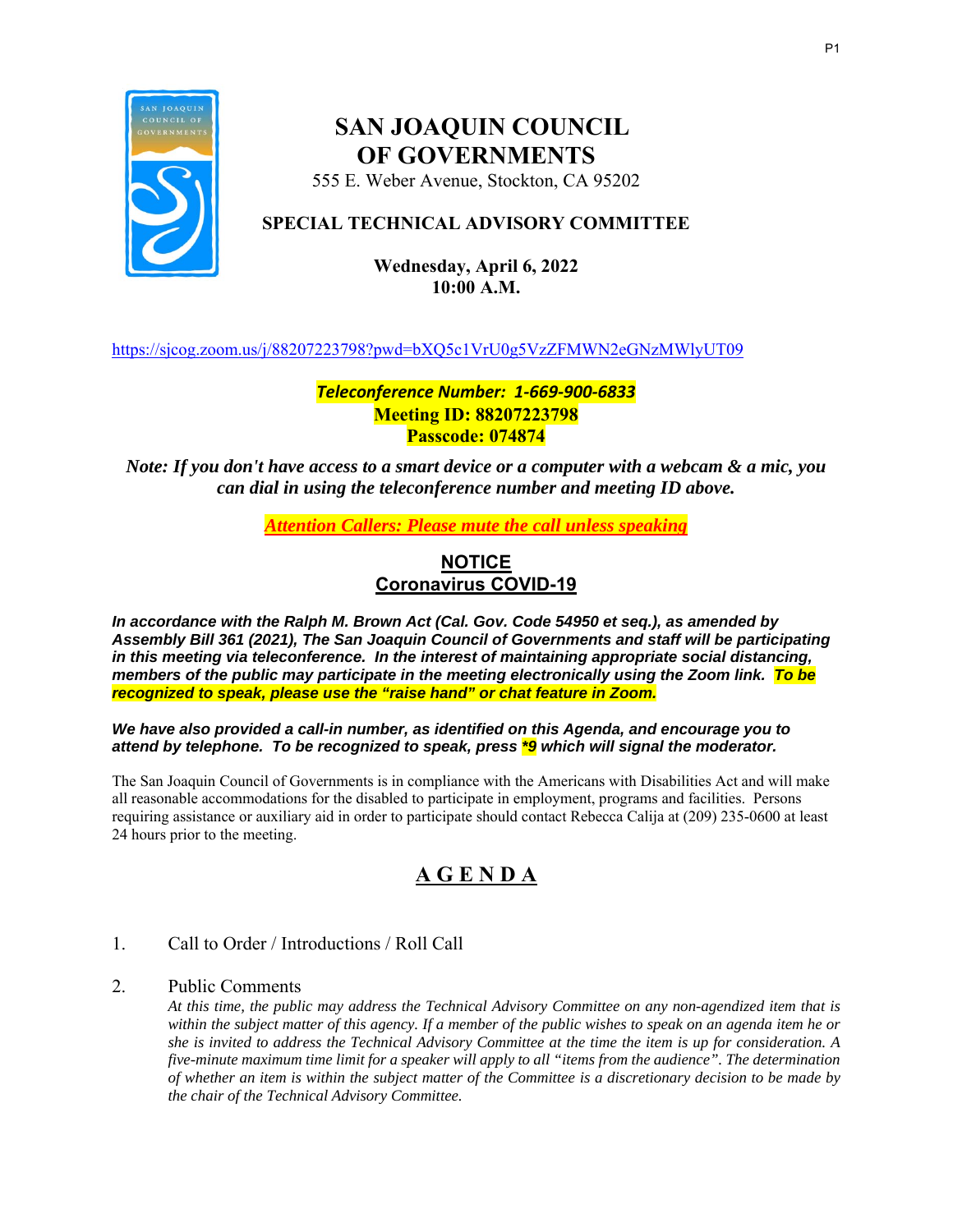# SAN JOAQUIN COUNCIL OF GOVERNMENTS

555 E. Weber Avenue, Stockton, CA 95202

## SPECIAL TECHNICAL ADVISORY COMMITTEE

**Wednesday, April 6, 2022**
**10:00 A.M.**

https://sjcog.zoom.us/j/88207223798?pwd=bXQ5c1VrU0g5VzZFMWN2eGNzMWlyUT09

***Teleconference Number: 1-669-900-6833***
**Meeting ID: 88207223798**
**Passcode: 074874**

***Note: If you don't have access to a smart device or a computer with a webcam & a mic, you can dial in using the teleconference number and meeting ID above.***

*Attention Callers: Please mute the call unless speaking*

## NOTICE
## Coronavirus COVID-19

***In accordance with the Ralph M. Brown Act (Cal. Gov. Code 54950 et seq.), as amended by Assembly Bill 361 (2021), The San Joaquin Council of Governments and staff will be participating in this meeting via teleconference. In the interest of maintaining appropriate social distancing, members of the public may participate in the meeting electronically using the Zoom link. To be recognized to speak, please use the "raise hand" or chat feature in Zoom.***

***We have also provided a call-in number, as identified on this Agenda, and encourage you to attend by telephone. To be recognized to speak, press *9 which will signal the moderator.***

The San Joaquin Council of Governments is in compliance with the Americans with Disabilities Act and will make all reasonable accommodations for the disabled to participate in employment, programs and facilities. Persons requiring assistance or auxiliary aid in order to participate should contact Rebecca Calija at (209) 235-0600 at least 24 hours prior to the meeting.

## AGENDA

1. Call to Order / Introductions / Roll Call

2. Public Comments

   *At this time, the public may address the Technical Advisory Committee on any non-agendized item that is within the subject matter of this agency. If a member of the public wishes to speak on an agenda item he or she is invited to address the Technical Advisory Committee at the time the item is up for consideration. A five-minute maximum time limit for a speaker will apply to all "items from the audience". The determination of whether an item is within the subject matter of the Committee is a discretionary decision to be made by the chair of the Technical Advisory Committee.*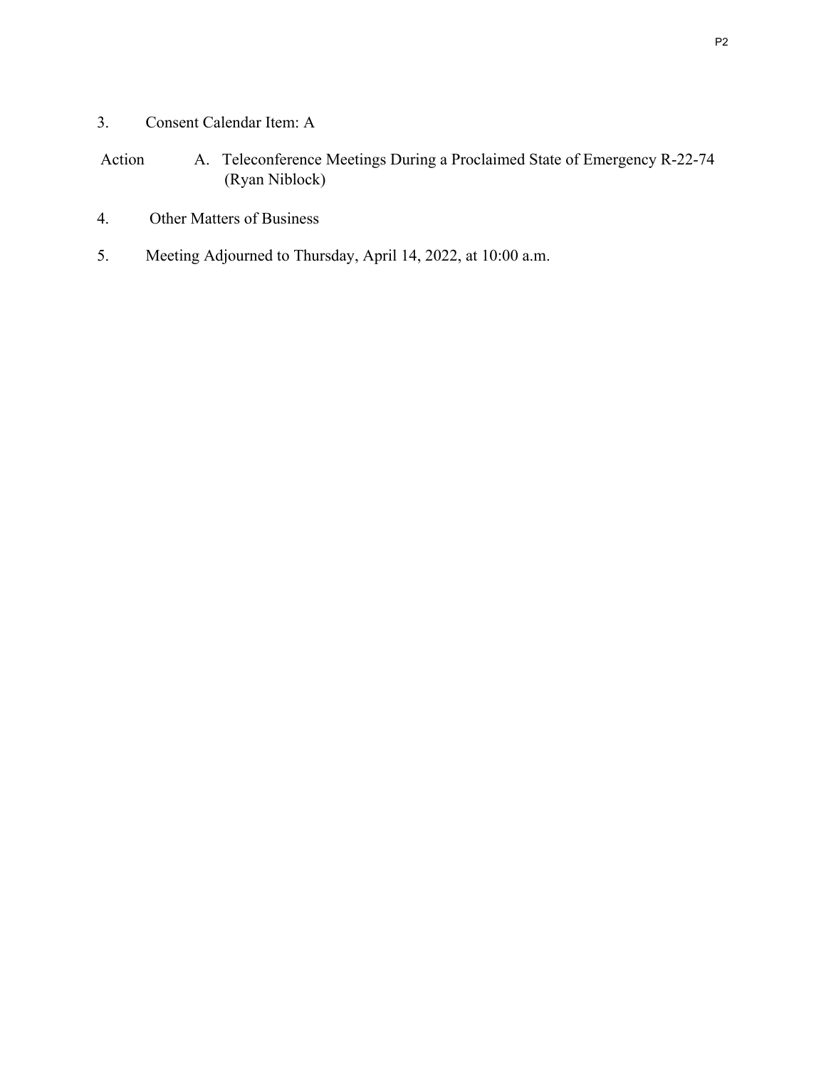3. Consent Calendar Item: A

Action A. Teleconference Meetings During a Proclaimed State of Emergency R-22-74 (Ryan Niblock)

4. Other Matters of Business

5. Meeting Adjourned to Thursday, April 14, 2022, at 10:00 a.m.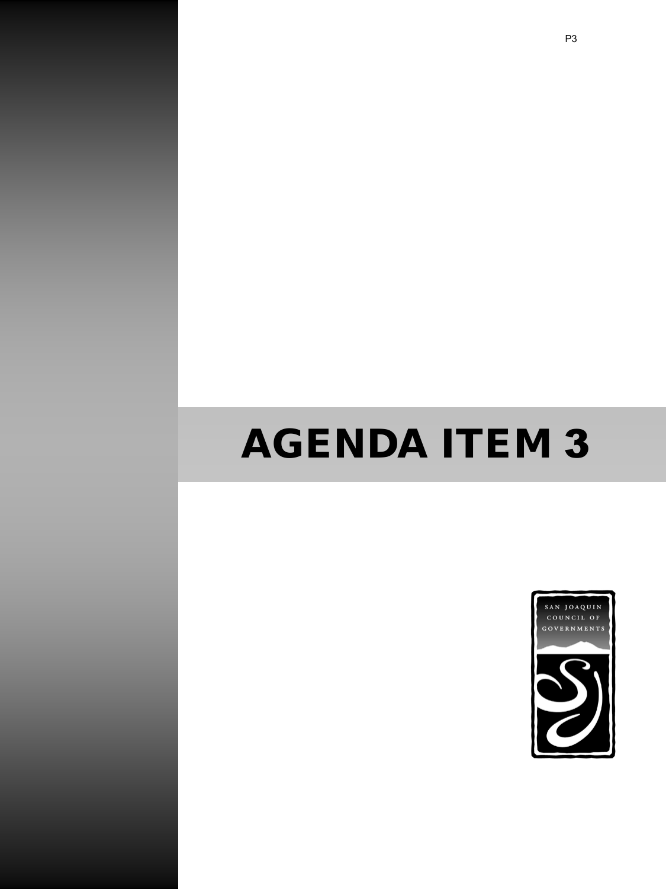# AGENDA ITEM 3

SAN JOAQUIN COUNCIL OF GOVERNMENTS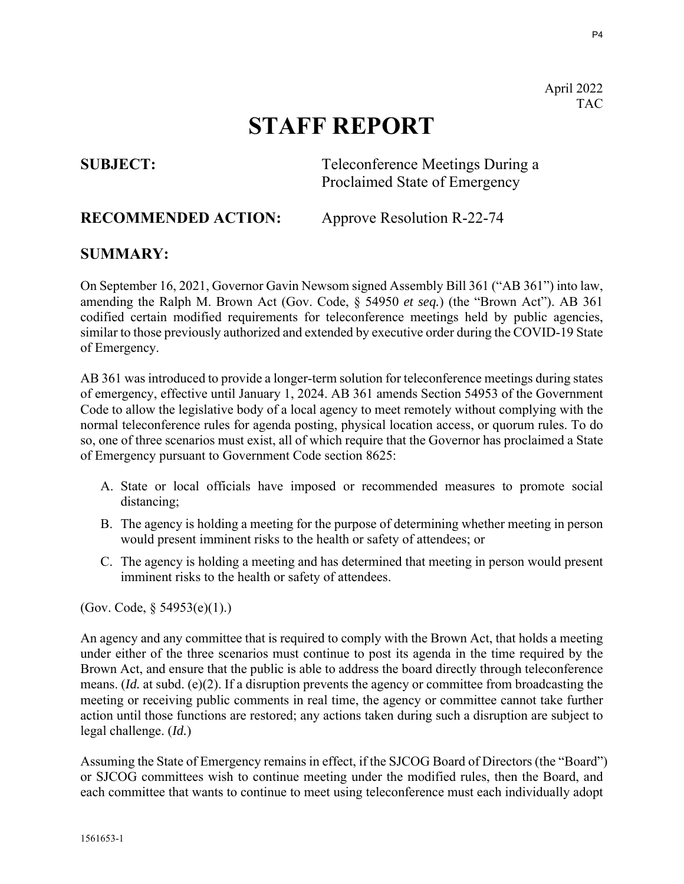April 2022
TAC

# STAFF REPORT

**SUBJECT:** Teleconference Meetings During a Proclaimed State of Emergency

**RECOMMENDED ACTION:** Approve Resolution R-22-74

## SUMMARY:

On September 16, 2021, Governor Gavin Newsom signed Assembly Bill 361 ("AB 361") into law, amending the Ralph M. Brown Act (Gov. Code, § 54950 *et seq.*) (the "Brown Act"). AB 361 codified certain modified requirements for teleconference meetings held by public agencies, similar to those previously authorized and extended by executive order during the COVID-19 State of Emergency.

AB 361 was introduced to provide a longer-term solution for teleconference meetings during states of emergency, effective until January 1, 2024. AB 361 amends Section 54953 of the Government Code to allow the legislative body of a local agency to meet remotely without complying with the normal teleconference rules for agenda posting, physical location access, or quorum rules. To do so, one of three scenarios must exist, all of which require that the Governor has proclaimed a State of Emergency pursuant to Government Code section 8625:

A. State or local officials have imposed or recommended measures to promote social distancing;
B. The agency is holding a meeting for the purpose of determining whether meeting in person would present imminent risks to the health or safety of attendees; or
C. The agency is holding a meeting and has determined that meeting in person would present imminent risks to the health or safety of attendees.

(Gov. Code, § 54953(e)(1).)

An agency and any committee that is required to comply with the Brown Act, that holds a meeting under either of the three scenarios must continue to post its agenda in the time required by the Brown Act, and ensure that the public is able to address the board directly through teleconference means. (*Id.* at subd. (e)(2). If a disruption prevents the agency or committee from broadcasting the meeting or receiving public comments in real time, the agency or committee cannot take further action until those functions are restored; any actions taken during such a disruption are subject to legal challenge. (*Id.*)

Assuming the State of Emergency remains in effect, if the SJCOG Board of Directors (the "Board") or SJCOG committees wish to continue meeting under the modified rules, then the Board, and each committee that wants to continue to meet using teleconference must each individually adopt

1561653-1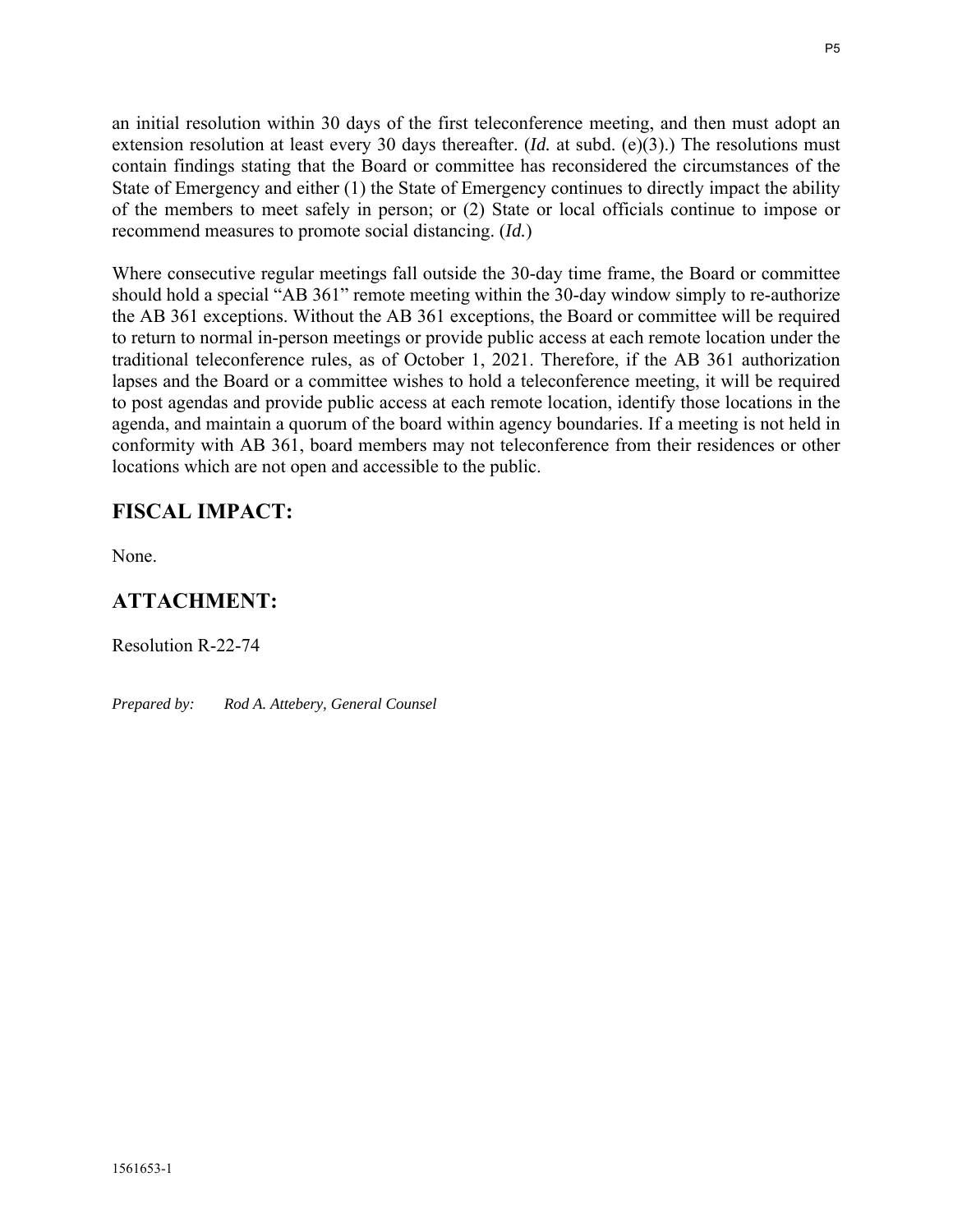an initial resolution within 30 days of the first teleconference meeting, and then must adopt an extension resolution at least every 30 days thereafter. (*Id.* at subd. (e)(3).) The resolutions must contain findings stating that the Board or committee has reconsidered the circumstances of the State of Emergency and either (1) the State of Emergency continues to directly impact the ability of the members to meet safely in person; or (2) State or local officials continue to impose or recommend measures to promote social distancing. (*Id.*)

Where consecutive regular meetings fall outside the 30-day time frame, the Board or committee should hold a special "AB 361" remote meeting within the 30-day window simply to re-authorize the AB 361 exceptions. Without the AB 361 exceptions, the Board or committee will be required to return to normal in-person meetings or provide public access at each remote location under the traditional teleconference rules, as of October 1, 2021. Therefore, if the AB 361 authorization lapses and the Board or a committee wishes to hold a teleconference meeting, it will be required to post agendas and provide public access at each remote location, identify those locations in the agenda, and maintain a quorum of the board within agency boundaries. If a meeting is not held in conformity with AB 361, board members may not teleconference from their residences or other locations which are not open and accessible to the public.

## FISCAL IMPACT:

None.

## ATTACHMENT:

Resolution R-22-74

*Prepared by: Rod A. Attebery, General Counsel*

1561653-1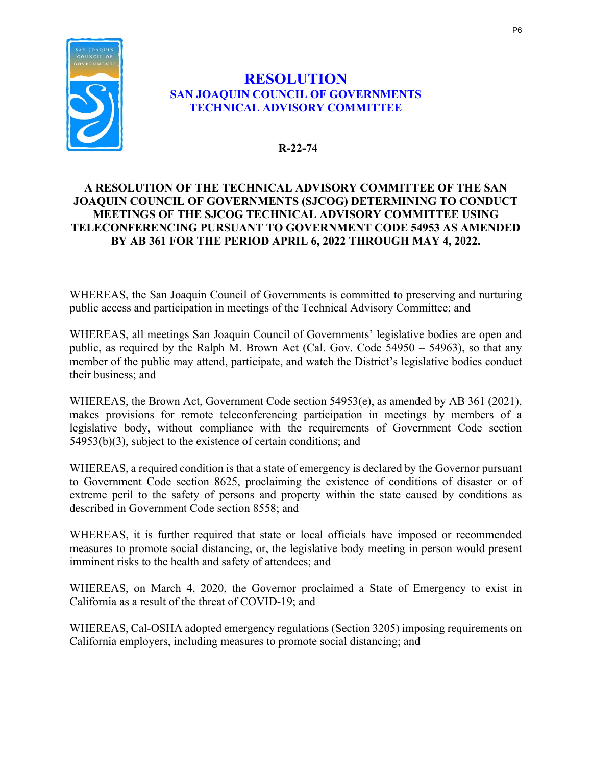# RESOLUTION

## SAN JOAQUIN COUNCIL OF GOVERNMENTS
## TECHNICAL ADVISORY COMMITTEE

**R-22-74**

**A RESOLUTION OF THE TECHNICAL ADVISORY COMMITTEE OF THE SAN JOAQUIN COUNCIL OF GOVERNMENTS (SJCOG) DETERMINING TO CONDUCT MEETINGS OF THE SJCOG TECHNICAL ADVISORY COMMITTEE USING TELECONFERENCING PURSUANT TO GOVERNMENT CODE 54953 AS AMENDED BY AB 361 FOR THE PERIOD APRIL 6, 2022 THROUGH MAY 4, 2022.**

WHEREAS, the San Joaquin Council of Governments is committed to preserving and nurturing public access and participation in meetings of the Technical Advisory Committee; and

WHEREAS, all meetings San Joaquin Council of Governments' legislative bodies are open and public, as required by the Ralph M. Brown Act (Cal. Gov. Code 54950 – 54963), so that any member of the public may attend, participate, and watch the District's legislative bodies conduct their business; and

WHEREAS, the Brown Act, Government Code section 54953(e), as amended by AB 361 (2021), makes provisions for remote teleconferencing participation in meetings by members of a legislative body, without compliance with the requirements of Government Code section 54953(b)(3), subject to the existence of certain conditions; and

WHEREAS, a required condition is that a state of emergency is declared by the Governor pursuant to Government Code section 8625, proclaiming the existence of conditions of disaster or of extreme peril to the safety of persons and property within the state caused by conditions as described in Government Code section 8558; and

WHEREAS, it is further required that state or local officials have imposed or recommended measures to promote social distancing, or, the legislative body meeting in person would present imminent risks to the health and safety of attendees; and

WHEREAS, on March 4, 2020, the Governor proclaimed a State of Emergency to exist in California as a result of the threat of COVID-19; and

WHEREAS, Cal-OSHA adopted emergency regulations (Section 3205) imposing requirements on California employers, including measures to promote social distancing; and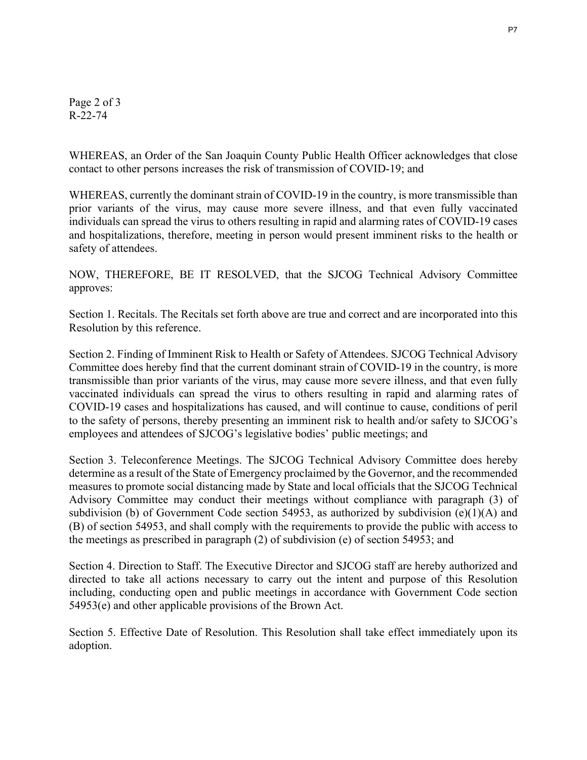Page 2 of 3
R-22-74

WHEREAS, an Order of the San Joaquin County Public Health Officer acknowledges that close contact to other persons increases the risk of transmission of COVID-19; and

WHEREAS, currently the dominant strain of COVID-19 in the country, is more transmissible than prior variants of the virus, may cause more severe illness, and that even fully vaccinated individuals can spread the virus to others resulting in rapid and alarming rates of COVID-19 cases and hospitalizations, therefore, meeting in person would present imminent risks to the health or safety of attendees.

NOW, THEREFORE, BE IT RESOLVED, that the SJCOG Technical Advisory Committee approves:

Section 1. Recitals. The Recitals set forth above are true and correct and are incorporated into this Resolution by this reference.

Section 2. Finding of Imminent Risk to Health or Safety of Attendees. SJCOG Technical Advisory Committee does hereby find that the current dominant strain of COVID-19 in the country, is more transmissible than prior variants of the virus, may cause more severe illness, and that even fully vaccinated individuals can spread the virus to others resulting in rapid and alarming rates of COVID-19 cases and hospitalizations has caused, and will continue to cause, conditions of peril to the safety of persons, thereby presenting an imminent risk to health and/or safety to SJCOG's employees and attendees of SJCOG's legislative bodies' public meetings; and

Section 3. Teleconference Meetings. The SJCOG Technical Advisory Committee does hereby determine as a result of the State of Emergency proclaimed by the Governor, and the recommended measures to promote social distancing made by State and local officials that the SJCOG Technical Advisory Committee may conduct their meetings without compliance with paragraph (3) of subdivision (b) of Government Code section 54953, as authorized by subdivision (e)(1)(A) and (B) of section 54953, and shall comply with the requirements to provide the public with access to the meetings as prescribed in paragraph (2) of subdivision (e) of section 54953; and

Section 4. Direction to Staff. The Executive Director and SJCOG staff are hereby authorized and directed to take all actions necessary to carry out the intent and purpose of this Resolution including, conducting open and public meetings in accordance with Government Code section 54953(e) and other applicable provisions of the Brown Act.

Section 5. Effective Date of Resolution. This Resolution shall take effect immediately upon its adoption.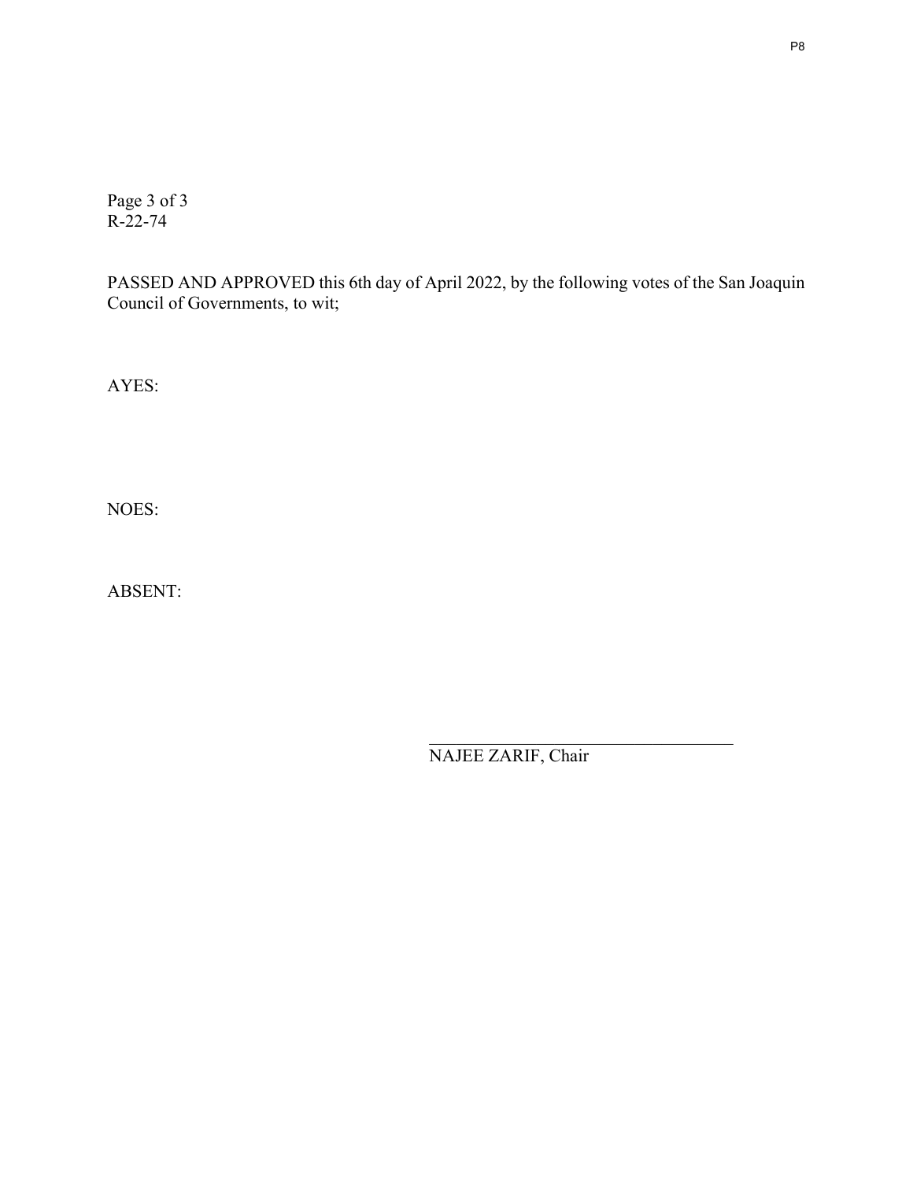Page 3 of 3
R-22-74

PASSED AND APPROVED this 6th day of April 2022, by the following votes of the San Joaquin Council of Governments, to wit;

AYES:

NOES:

ABSENT:

\_\_\_\_\_\_\_\_\_\_\_\_\_\_\_\_\_\_\_\_\_\_\_\_\_\_\_\_\_\_\_\_\_\_

NAJEE ZARIF, Chair